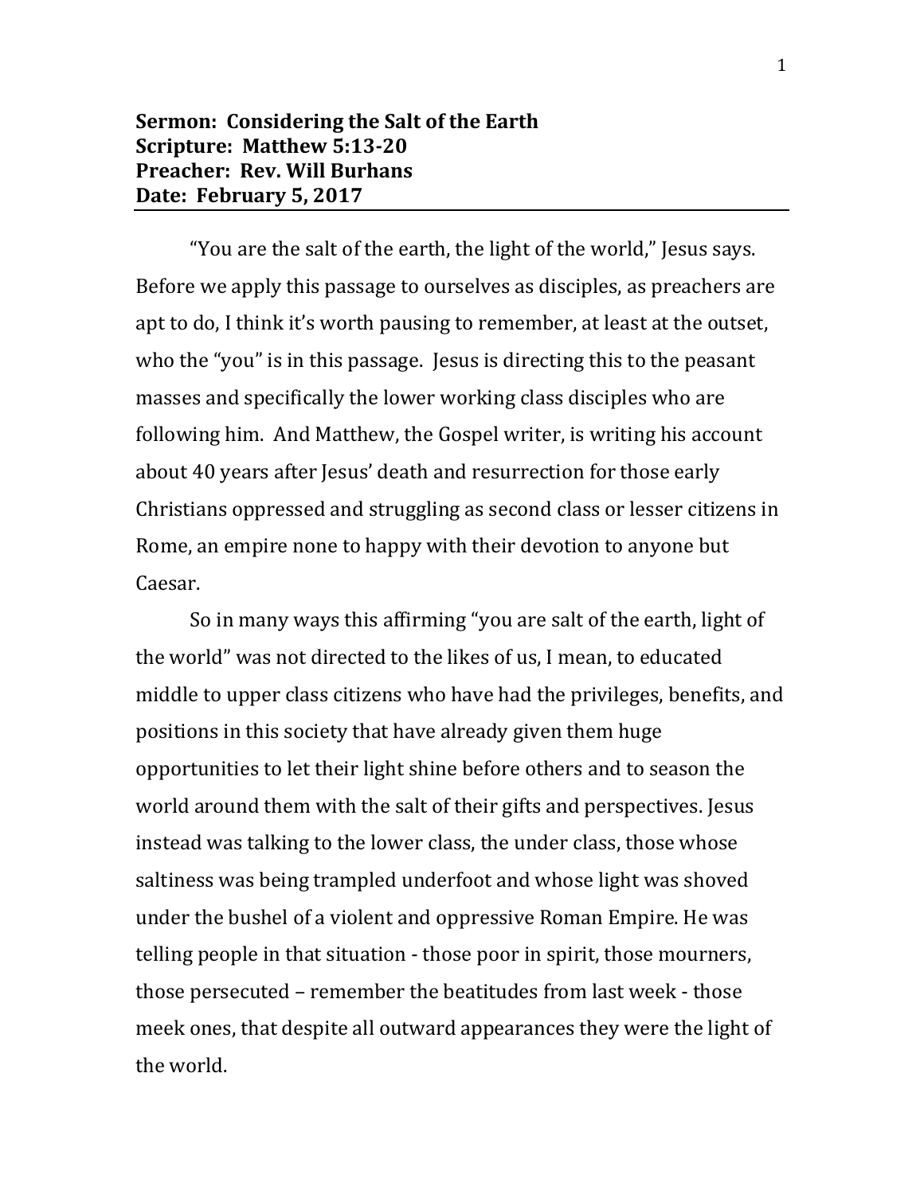**Sermon: Considering the Salt of the Earth**
**Scripture: Matthew 5:13-20**
**Preacher: Rev. Will Burhans**
**Date: February 5, 2017**

---

"You are the salt of the earth, the light of the world," Jesus says. Before we apply this passage to ourselves as disciples, as preachers are apt to do, I think it's worth pausing to remember, at least at the outset, who the "you" is in this passage. Jesus is directing this to the peasant masses and specifically the lower working class disciples who are following him. And Matthew, the Gospel writer, is writing his account about 40 years after Jesus' death and resurrection for those early Christians oppressed and struggling as second class or lesser citizens in Rome, an empire none to happy with their devotion to anyone but Caesar.

So in many ways this affirming "you are salt of the earth, light of the world" was not directed to the likes of us, I mean, to educated middle to upper class citizens who have had the privileges, benefits, and positions in this society that have already given them huge opportunities to let their light shine before others and to season the world around them with the salt of their gifts and perspectives. Jesus instead was talking to the lower class, the under class, those whose saltiness was being trampled underfoot and whose light was shoved under the bushel of a violent and oppressive Roman Empire. He was telling people in that situation - those poor in spirit, those mourners, those persecuted – remember the beatitudes from last week - those meek ones, that despite all outward appearances they were the light of the world.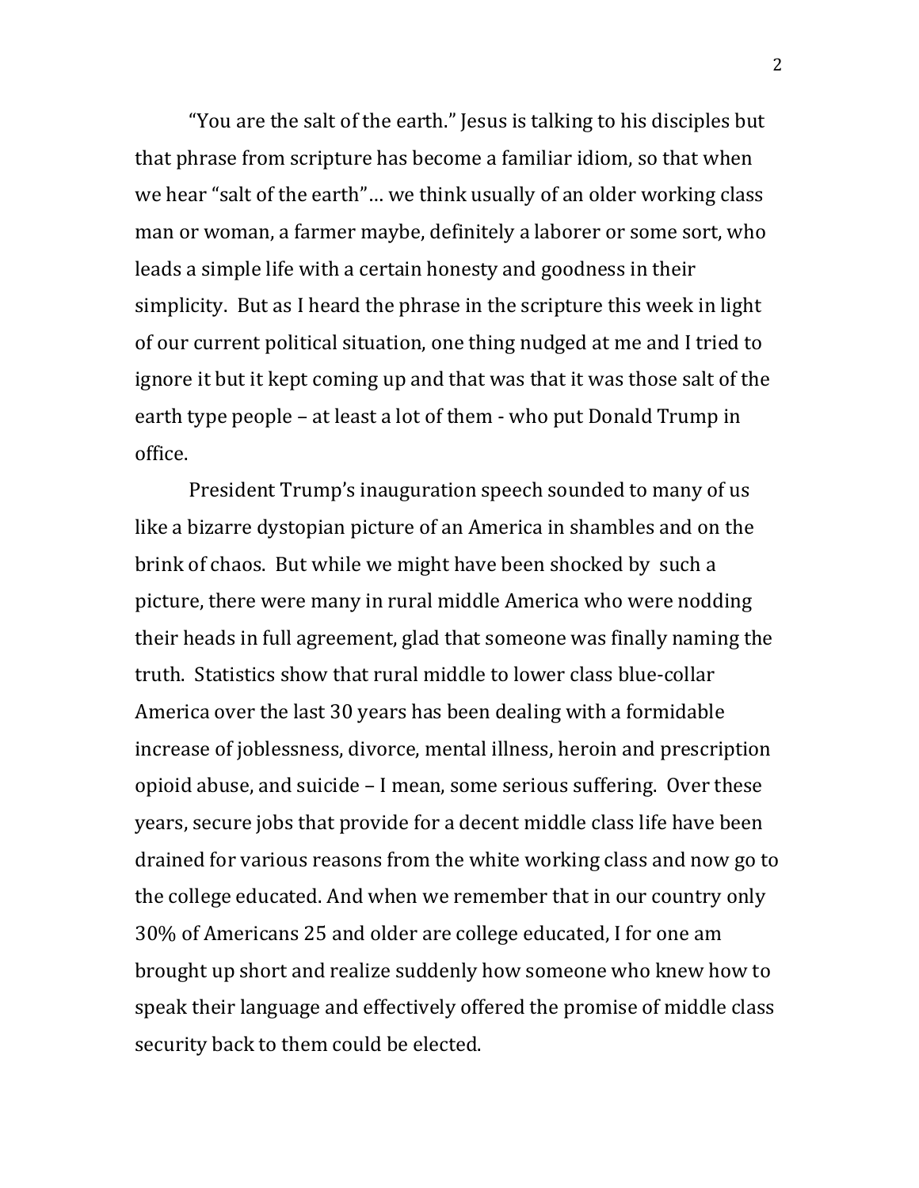"You are the salt of the earth." Jesus is talking to his disciples but that phrase from scripture has become a familiar idiom, so that when we hear "salt of the earth"… we think usually of an older working class man or woman, a farmer maybe, definitely a laborer or some sort, who leads a simple life with a certain honesty and goodness in their simplicity. But as I heard the phrase in the scripture this week in light of our current political situation, one thing nudged at me and I tried to ignore it but it kept coming up and that was that it was those salt of the earth type people – at least a lot of them - who put Donald Trump in office.

President Trump's inauguration speech sounded to many of us like a bizarre dystopian picture of an America in shambles and on the brink of chaos. But while we might have been shocked by such a picture, there were many in rural middle America who were nodding their heads in full agreement, glad that someone was finally naming the truth. Statistics show that rural middle to lower class blue-collar America over the last 30 years has been dealing with a formidable increase of joblessness, divorce, mental illness, heroin and prescription opioid abuse, and suicide – I mean, some serious suffering. Over these years, secure jobs that provide for a decent middle class life have been drained for various reasons from the white working class and now go to the college educated. And when we remember that in our country only 30% of Americans 25 and older are college educated, I for one am brought up short and realize suddenly how someone who knew how to speak their language and effectively offered the promise of middle class security back to them could be elected.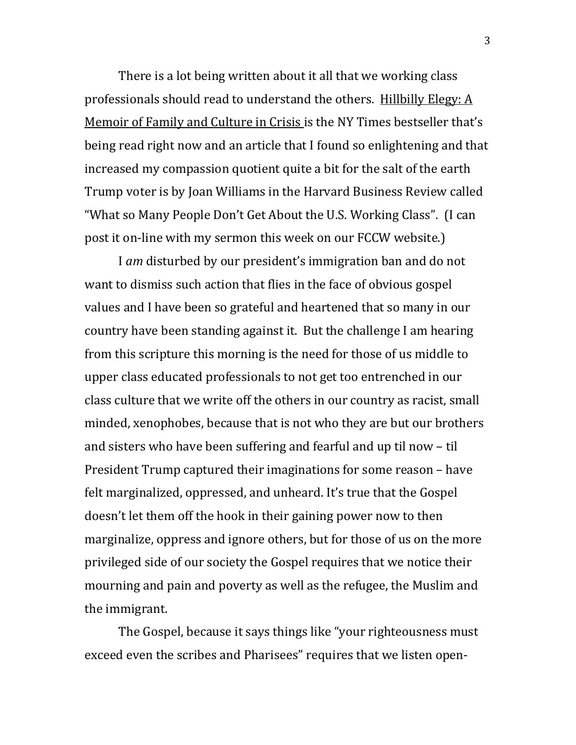There is a lot being written about it all that we working class professionals should read to understand the others. Hillbilly Elegy: A Memoir of Family and Culture in Crisis is the NY Times bestseller that's being read right now and an article that I found so enlightening and that increased my compassion quotient quite a bit for the salt of the earth Trump voter is by Joan Williams in the Harvard Business Review called "What so Many People Don't Get About the U.S. Working Class". (I can post it on-line with my sermon this week on our FCCW website.)

I *am* disturbed by our president's immigration ban and do not want to dismiss such action that flies in the face of obvious gospel values and I have been so grateful and heartened that so many in our country have been standing against it. But the challenge I am hearing from this scripture this morning is the need for those of us middle to upper class educated professionals to not get too entrenched in our class culture that we write off the others in our country as racist, small minded, xenophobes, because that is not who they are but our brothers and sisters who have been suffering and fearful and up til now – til President Trump captured their imaginations for some reason – have felt marginalized, oppressed, and unheard. It's true that the Gospel doesn't let them off the hook in their gaining power now to then marginalize, oppress and ignore others, but for those of us on the more privileged side of our society the Gospel requires that we notice their mourning and pain and poverty as well as the refugee, the Muslim and the immigrant.

The Gospel, because it says things like "your righteousness must exceed even the scribes and Pharisees" requires that we listen open-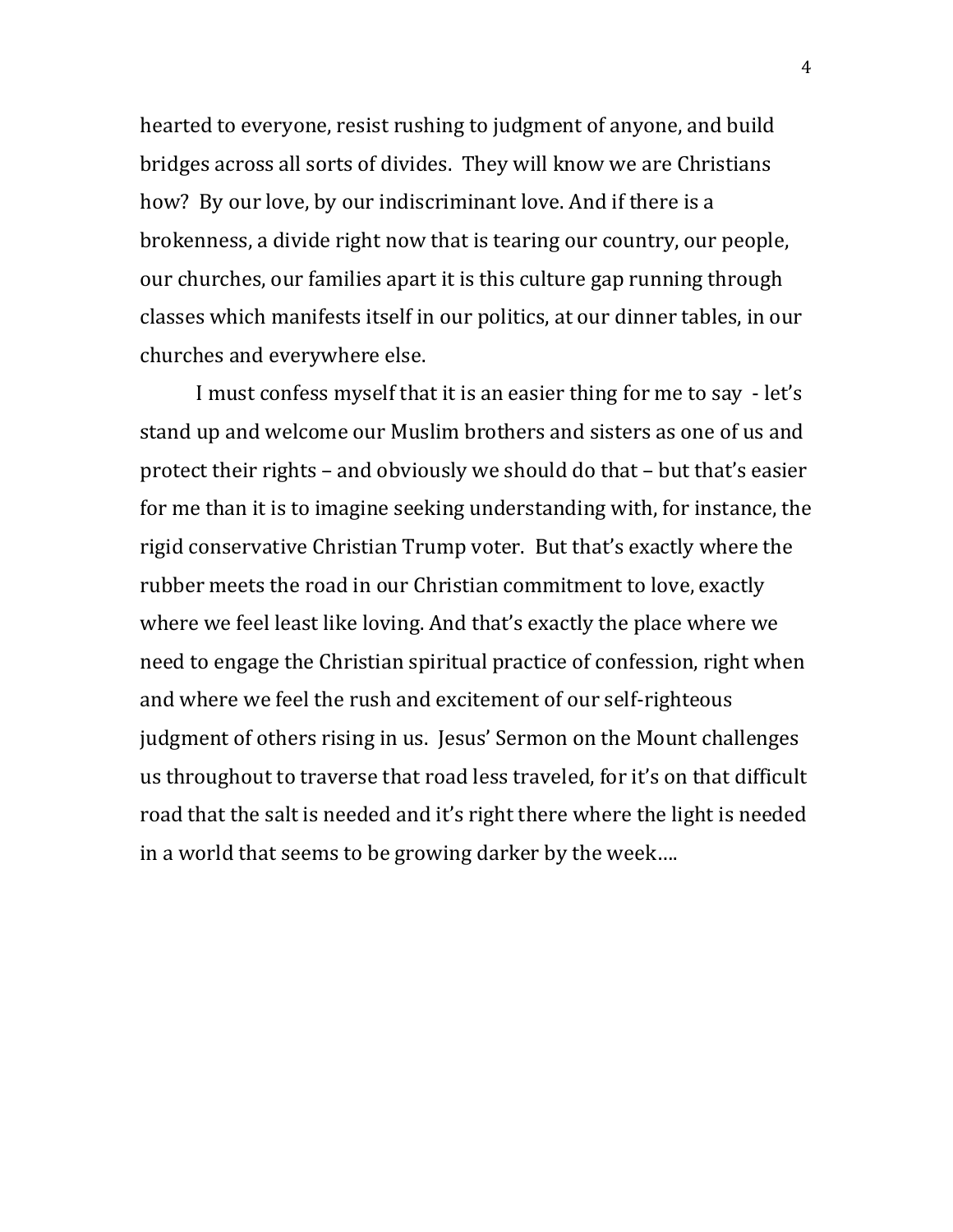hearted to everyone, resist rushing to judgment of anyone, and build bridges across all sorts of divides. They will know we are Christians how? By our love, by our indiscriminant love. And if there is a brokenness, a divide right now that is tearing our country, our people, our churches, our families apart it is this culture gap running through classes which manifests itself in our politics, at our dinner tables, in our churches and everywhere else.

I must confess myself that it is an easier thing for me to say - let's stand up and welcome our Muslim brothers and sisters as one of us and protect their rights – and obviously we should do that – but that's easier for me than it is to imagine seeking understanding with, for instance, the rigid conservative Christian Trump voter. But that's exactly where the rubber meets the road in our Christian commitment to love, exactly where we feel least like loving. And that's exactly the place where we need to engage the Christian spiritual practice of confession, right when and where we feel the rush and excitement of our self-righteous judgment of others rising in us. Jesus' Sermon on the Mount challenges us throughout to traverse that road less traveled, for it's on that difficult road that the salt is needed and it's right there where the light is needed in a world that seems to be growing darker by the week….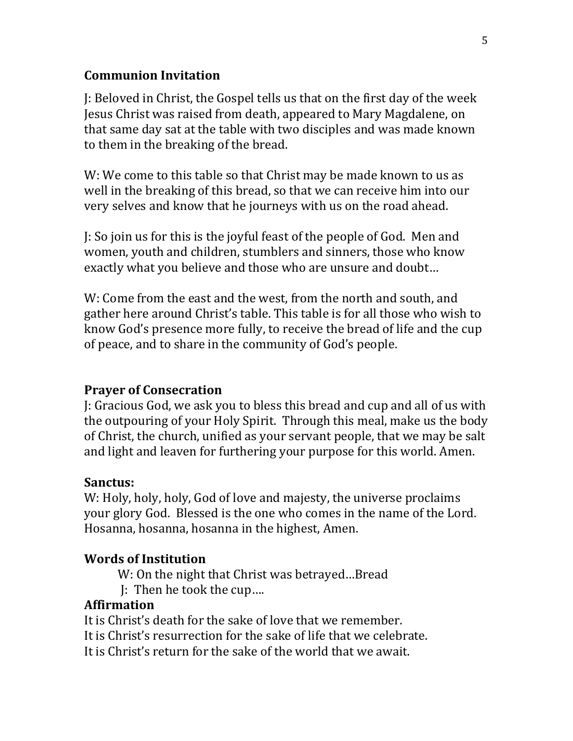## Communion Invitation

J: Beloved in Christ, the Gospel tells us that on the first day of the week Jesus Christ was raised from death, appeared to Mary Magdalene, on that same day sat at the table with two disciples and was made known to them in the breaking of the bread.

W: We come to this table so that Christ may be made known to us as well in the breaking of this bread, so that we can receive him into our very selves and know that he journeys with us on the road ahead.

J: So join us for this is the joyful feast of the people of God. Men and women, youth and children, stumblers and sinners, those who know exactly what you believe and those who are unsure and doubt…

W: Come from the east and the west, from the north and south, and gather here around Christ's table. This table is for all those who wish to know God's presence more fully, to receive the bread of life and the cup of peace, and to share in the community of God's people.

## Prayer of Consecration

J: Gracious God, we ask you to bless this bread and cup and all of us with the outpouring of your Holy Spirit. Through this meal, make us the body of Christ, the church, unified as your servant people, that we may be salt and light and leaven for furthering your purpose for this world. Amen.

## Sanctus:

W: Holy, holy, holy, God of love and majesty, the universe proclaims your glory God. Blessed is the one who comes in the name of the Lord. Hosanna, hosanna, hosanna in the highest, Amen.

## Words of Institution

W: On the night that Christ was betrayed…Bread

J: Then he took the cup….

## Affirmation

It is Christ's death for the sake of love that we remember.
It is Christ's resurrection for the sake of life that we celebrate.
It is Christ's return for the sake of the world that we await.